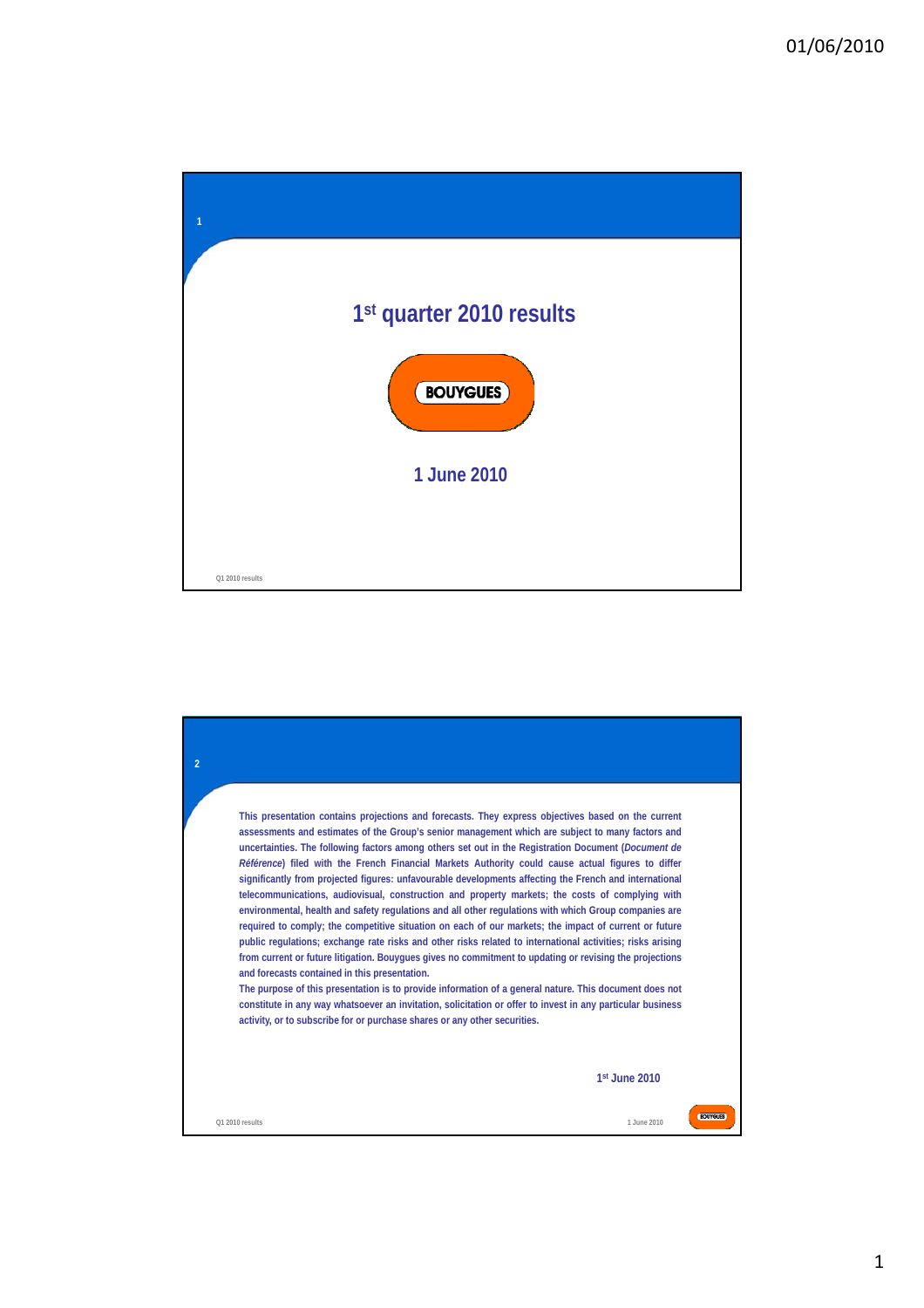# 1st quarter 2010 results

BOUYGUES

1 June 2010

This presentation contains projections and forecasts. They express objectives based on the current assessments and estimates of the Group's senior management which are subject to many factors and uncertainties. The following factors among others set out in the Registration Document (*Document de Référence*) filed with the French Financial Markets Authority could cause actual figures to differ significantly from projected figures: unfavourable developments affecting the French and international telecommunications, audiovisual, construction and property markets; the costs of complying with environmental, health and safety regulations and all other regulations with which Group companies are required to comply; the competitive situation on each of our markets; the impact of current or future public regulations; exchange rate risks and other risks related to international activities; risks arising from current or future litigation. Bouygues gives no commitment to updating or revising the projections and forecasts contained in this presentation.

The purpose of this presentation is to provide information of a general nature. This document does not constitute in any way whatsoever an invitation, solicitation or offer to invest in any particular business activity, or to subscribe for or purchase shares or any other securities.

1st June 2010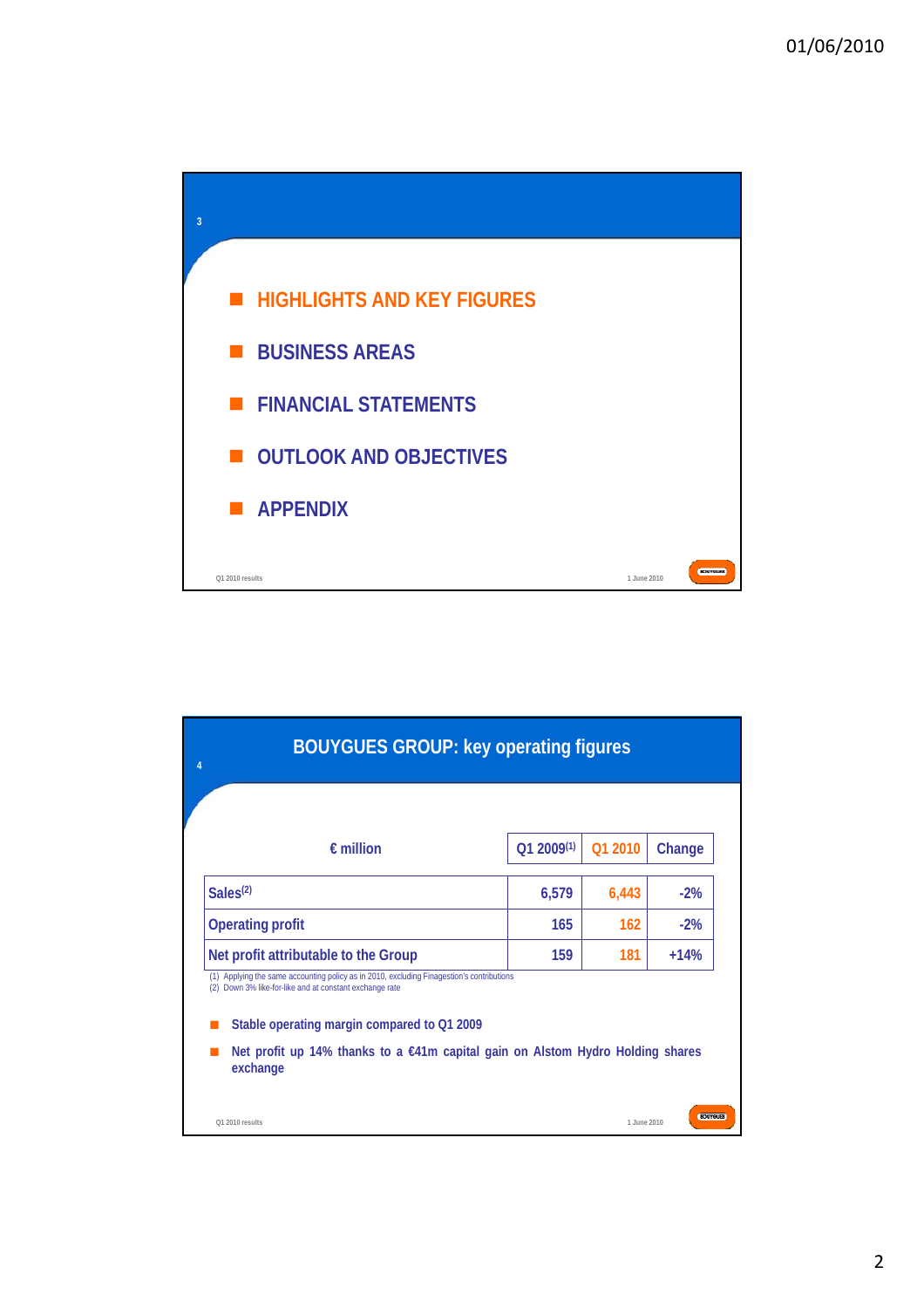- HIGHLIGHTS AND KEY FIGURES
- BUSINESS AREAS
- FINANCIAL STATEMENTS
- OUTLOOK AND OBJECTIVES
- APPENDIX

## BOUYGUES GROUP: key operating figures

| € million | Q1 2009[1] | Q1 2010 | Change |
|---|---|---|---|
| Sales[2] | 6,579 | 6,443 | -2% |
| Operating profit | 165 | 162 | -2% |
| Net profit attributable to the Group | 159 | 181 | +14% |

(1) Applying the same accounting policy as in 2010, excluding Finagestion's contributions
(2) Down 3% like-for-like and at constant exchange rate

- Stable operating margin compared to Q1 2009
- Net profit up 14% thanks to a €41m capital gain on Alstom Hydro Holding shares exchange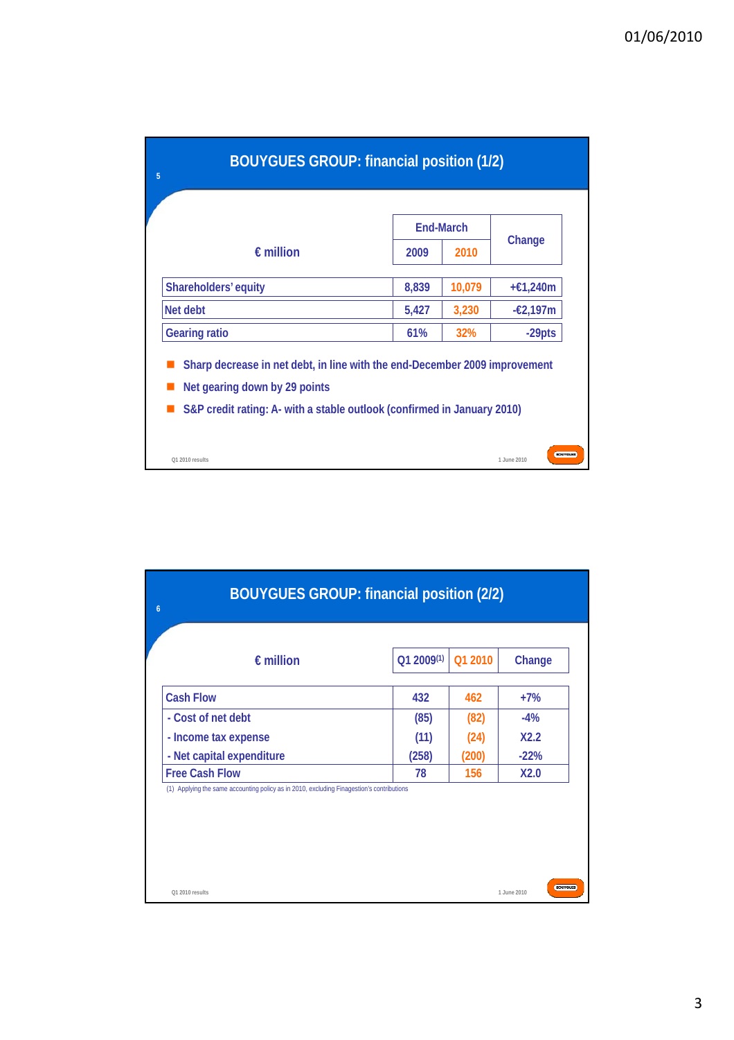## BOUYGUES GROUP: financial position (1/2)

| € million | End-March 2009 | End-March 2010 | Change |
|---|---|---|---|
| Shareholders' equity | 8,839 | 10,079 | +€1,240m |
| Net debt | 5,427 | 3,230 | -€2,197m |
| Gearing ratio | 61% | 32% | -29pts |

- Sharp decrease in net debt, in line with the end-December 2009 improvement
- Net gearing down by 29 points
- S&P credit rating: A- with a stable outlook (confirmed in January 2010)

## BOUYGUES GROUP: financial position (2/2)

| € million | Q1 2009[1] | Q1 2010 | Change |
|---|---|---|---|
| Cash Flow | 432 | 462 | +7% |
| - Cost of net debt | (85) | (82) | -4% |
| - Income tax expense | (11) | (24) | X2.2 |
| - Net capital expenditure | (258) | (200) | -22% |
| Free Cash Flow | 78 | 156 | X2.0 |

(1) Applying the same accounting policy as in 2010, excluding Finagestion's contributions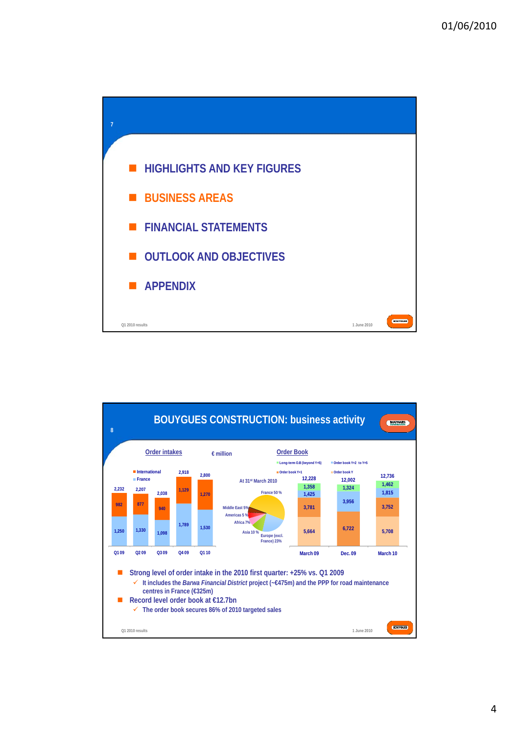## HIGHLIGHTS AND KEY FIGURES

## BUSINESS AREAS

## FINANCIAL STATEMENTS

## OUTLOOK AND OBJECTIVES

## APPENDIX

Q1 2010 results — 1 June 2010

---

# BOUYGUES CONSTRUCTION: business activity

**Order intakes** (€ million)

| | Q1 09 | Q2 09 | Q3 09 | Q4 09 | Q1 10 |
|---|---|---|---|---|---|
| International | 982 | 877 | 940 | 1,129 | 1,270 |
| France | 1,250 | 1,330 | 1,098 | 1,789 | 1,530 |
| Total | 2,232 | 2,207 | 2,038 | 2,918 | 2,800 |

At 31st March 2010: France 50 %, Europe (excl. France) 23%, Asia 10 %, Africa 7%, Americas 5 %, Middle East 5%

**Order Book**

| | March 09 | Dec. 09 | March 10 |
|---|---|---|---|
| Order book Y | 5,664 | 6,722 | 5,708 |
| Order book Y+1 | 3,781 | | 3,752 |
| Order book Y+2 to Y+5 | 1,425 | 3,956 | 1,815 |
| Long-term O.B (beyond Y+5) | 1,358 | 1,324 | 1,462 |
| Total | 12,228 | 12,002 | 12,736 |

- Strong level of order intake in the 2010 first quarter: +25% vs. Q1 2009
  - ✓ It includes the *Barwa Financial District* project (~€475m) and the PPP for road maintenance centres in France (€325m)
- Record level order book at €12.7bn
  - ✓ The order book secures 86% of 2010 targeted sales

Q1 2010 results — 1 June 2010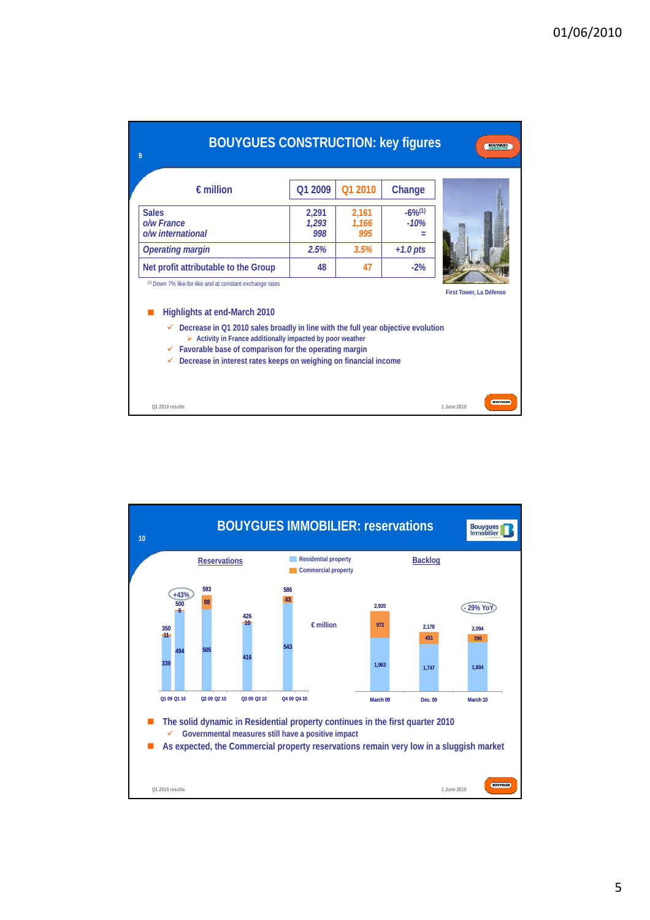## BOUYGUES CONSTRUCTION: key figures

| € million | Q1 2009 | Q1 2010 | Change |
|---|---|---|---|
| **Sales** | 2,291 | 2,161 | -6%[1] |
| *o/w France* | *1,293* | *1,166* | *-10%* |
| *o/w international* | *998* | *995* | = |
| *Operating margin* | *2.5%* | *3.5%* | *+1.0 pts* |
| Net profit attributable to the Group | 48 | 47 | -2% |

[1] Down 7% like-for-like and at constant exchange rates

First Tower, La Défense

- **Highlights at end-March 2010**
  - ✓ Decrease in Q1 2010 sales broadly in line with the full year objective evolution
    - ➢ Activity in France additionally impacted by poor weather
  - ✓ Favorable base of comparison for the operating margin
  - ✓ Decrease in interest rates keeps on weighing on financial income

Q1 2010 results — 1 June 2010

## BOUYGUES IMMOBILIER: reservations

**Reservations** (€ million)

| | Q1 09 | Q1 10 | Q2 09 | Q2 10 | Q3 09 | Q3 10 | Q4 09 | Q4 10 |
|---|---|---|---|---|---|---|---|---|
| Residential property | 339 | 494 | | 505 | | 416 | | 543 |
| Commercial property | 11 | 6 | | 88 | | 10 | | 43 |
| Total | 350 | 500 | | 593 | | 426 | | 586 |

+43% (Q1 10 vs Q1 09)

**Backlog** (€ million)

| | March 09 | Dec. 09 | March 10 |
|---|---|---|---|
| Residential property | 1,963 | 1,747 | 1,804 |
| Commercial property | 972 | 431 | 290 |
| Total | 2,935 | 2,178 | 2,094 |

- 29% YoY

- The solid dynamic in Residential property continues in the first quarter 2010
  - ✓ Governmental measures still have a positive impact
- As expected, the Commercial property reservations remain very low in a sluggish market

Q1 2010 results — 1 June 2010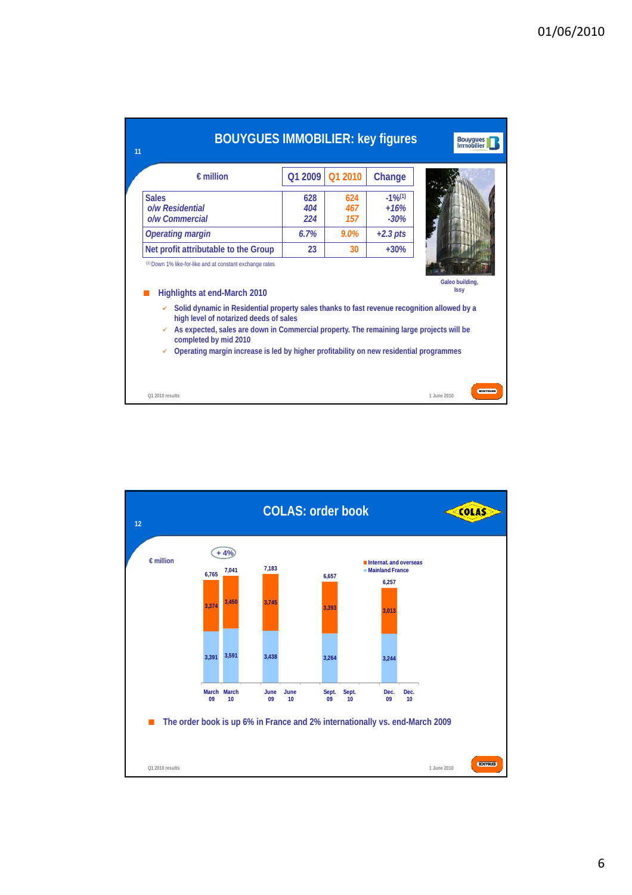## BOUYGUES IMMOBILIER: key figures

| € million | Q1 2009 | Q1 2010 | Change |
|---|---|---|---|
| Sales | 628 | 624 | -1%[1] |
| *o/w Residential* | *404* | *467* | *+16%* |
| *o/w Commercial* | *224* | *157* | *-30%* |
| *Operating margin* | *6.7%* | *9.0%* | *+2.3 pts* |
| Net profit attributable to the Group | 23 | 30 | +30% |

(1) Down 1% like-for-like and at constant exchange rates

Galeo building, Issy

- Highlights at end-March 2010
  - ✓ Solid dynamic in Residential property sales thanks to fast revenue recognition allowed by a high level of notarized deeds of sales
  - ✓ As expected, sales are down in Commercial property. The remaining large projects will be completed by mid 2010
  - ✓ Operating margin increase is led by higher profitability on new residential programmes

Q1 2010 results — 1 June 2010

## COLAS: order book

€ million

| | March 09 | March 10 | June 09 | June 10 | Sept. 09 | Sept. 10 | Dec. 09 | Dec. 10 |
|---|---|---|---|---|---|---|---|---|
| Internat. and overseas | 3,374 | 3,450 | 3,745 | | 3,393 | | 3,013 | |
| Mainland France | 3,391 | 3,591 | 3,438 | | 3,264 | | 3,244 | |
| Total | 6,765 | 7,041 | 7,183 | | 6,657 | | 6,257 | |

+ 4%

- The order book is up 6% in France and 2% internationally vs. end-March 2009

Q1 2010 results — 1 June 2010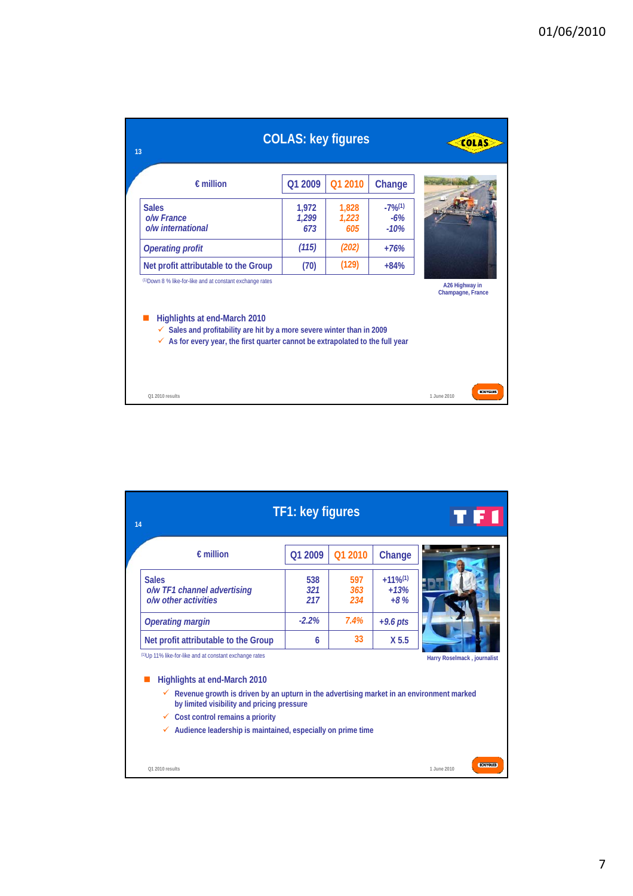## COLAS: key figures

| € million | Q1 2009 | Q1 2010 | Change |
|---|---|---|---|
| Sales | 1,972 | 1,828 | -7%[1] |
| *o/w France* | *1,299* | *1,223* | *-6%* |
| *o/w international* | *673* | *605* | *-10%* |
| *Operating profit* | *(115)* | *(202)* | *+76%* |
| Net profit attributable to the Group | (70) | (129) | +84% |

[1] Down 8 % like-for-like and at constant exchange rates

A26 Highway in Champagne, France

- Highlights at end-March 2010
  - ✓ Sales and profitability are hit by a more severe winter than in 2009
  - ✓ As for every year, the first quarter cannot be extrapolated to the full year

## TF1: key figures

| € million | Q1 2009 | Q1 2010 | Change |
|---|---|---|---|
| Sales | 538 | 597 | +11%[1] |
| *o/w TF1 channel advertising* | *321* | *363* | *+13%* |
| *o/w other activities* | *217* | *234* | *+8 %* |
| *Operating margin* | *-2.2%* | *7.4%* | *+9.6 pts* |
| Net profit attributable to the Group | 6 | 33 | X 5.5 |

[1] Up 11% like-for-like and at constant exchange rates

Harry Roselmack , journalist

- Highlights at end-March 2010
  - ✓ Revenue growth is driven by an upturn in the advertising market in an environment marked by limited visibility and pricing pressure
  - ✓ Cost control remains a priority
  - ✓ Audience leadership is maintained, especially on prime time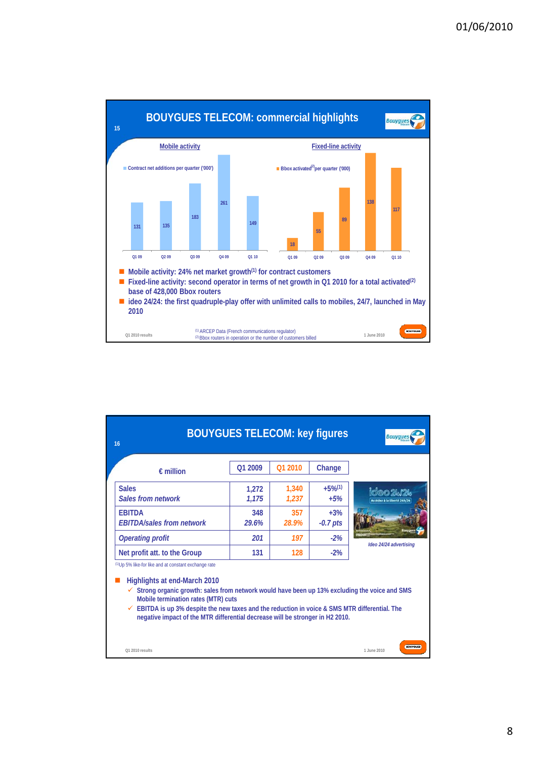## BOUYGUES TELECOM: commercial highlights

**Mobile activity**

Contract net additions per quarter ('000)

| Q1 09 | Q2 09 | Q3 09 | Q4 09 | Q1 10 |
|---|---|---|---|---|
| 131 | 135 | 183 | 261 | 149 |

**Fixed-line activity**

Bbox activated[2] per quarter ('000)

| Q1 09 | Q2 09 | Q3 09 | Q4 09 | Q1 10 |
|---|---|---|---|---|
| 18 | 55 | 89 | 138 | 117 |

- Mobile activity: 24% net market growth[1] for contract customers
- Fixed-line activity: second operator in terms of net growth in Q1 2010 for a total activated[2] base of 428,000 Bbox routers
- ideo 24/24: the first quadruple-play offer with unlimited calls to mobiles, 24/7, launched in May 2010

[1] ARCEP Data (French communications regulator)
[2] Bbox routers in operation or the number of customers billed

Q1 2010 results — 1 June 2010

## BOUYGUES TELECOM: key figures

| € million | Q1 2009 | Q1 2010 | Change |
|---|---|---|---|
| Sales<br>*Sales from network* | 1,272<br>*1,175* | 1,340<br>*1,237* | +5%[1]<br>*+5%* |
| EBITDA<br>*EBITDA/sales from network* | 348<br>*29.6%* | 357<br>*28.9%* | +3%<br>*-0.7 pts* |
| *Operating profit* | *201* | *197* | *-2%* |
| Net profit att. to the Group | 131 | 128 | -2% |

[1] Up 5% like-for like and at constant exchange rate

*Ideo 24/24 advertising*

- Highlights at end-March 2010
  - Strong organic growth: sales from network would have been up 13% excluding the voice and SMS Mobile termination rates (MTR) cuts
  - EBITDA is up 3% despite the new taxes and the reduction in voice & SMS MTR differential. The negative impact of the MTR differential decrease will be stronger in H2 2010.

Q1 2010 results — 1 June 2010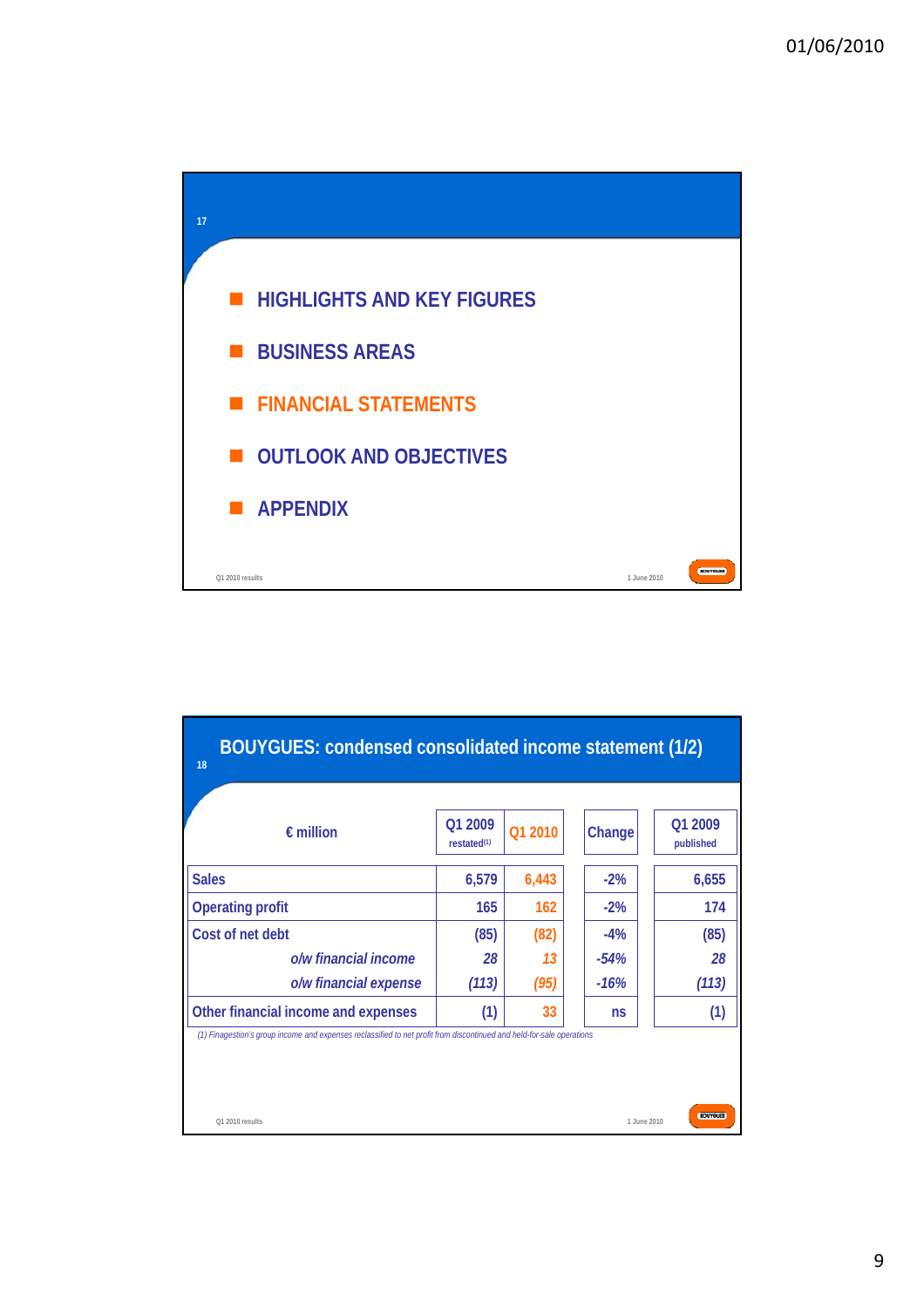- HIGHLIGHTS AND KEY FIGURES
- BUSINESS AREAS
- FINANCIAL STATEMENTS
- OUTLOOK AND OBJECTIVES
- APPENDIX

## BOUYGUES: condensed consolidated income statement (1/2)

| € million | Q1 2009 restated[(1)] | Q1 2010 | Change | Q1 2009 published |
|---|---|---|---|---|
| Sales | 6,579 | 6,443 | -2% | 6,655 |
| Operating profit | 165 | 162 | -2% | 174 |
| Cost of net debt | (85) | (82) | -4% | (85) |
| *o/w financial income* | *28* | *13* | *-54%* | *28* |
| *o/w financial expense* | *(113)* | *(95)* | *-16%* | *(113)* |
| Other financial income and expenses | (1) | 33 | ns | (1) |

*(1) Finagestion's group income and expenses reclassified to net profit from discontinued and held-for-sale operations*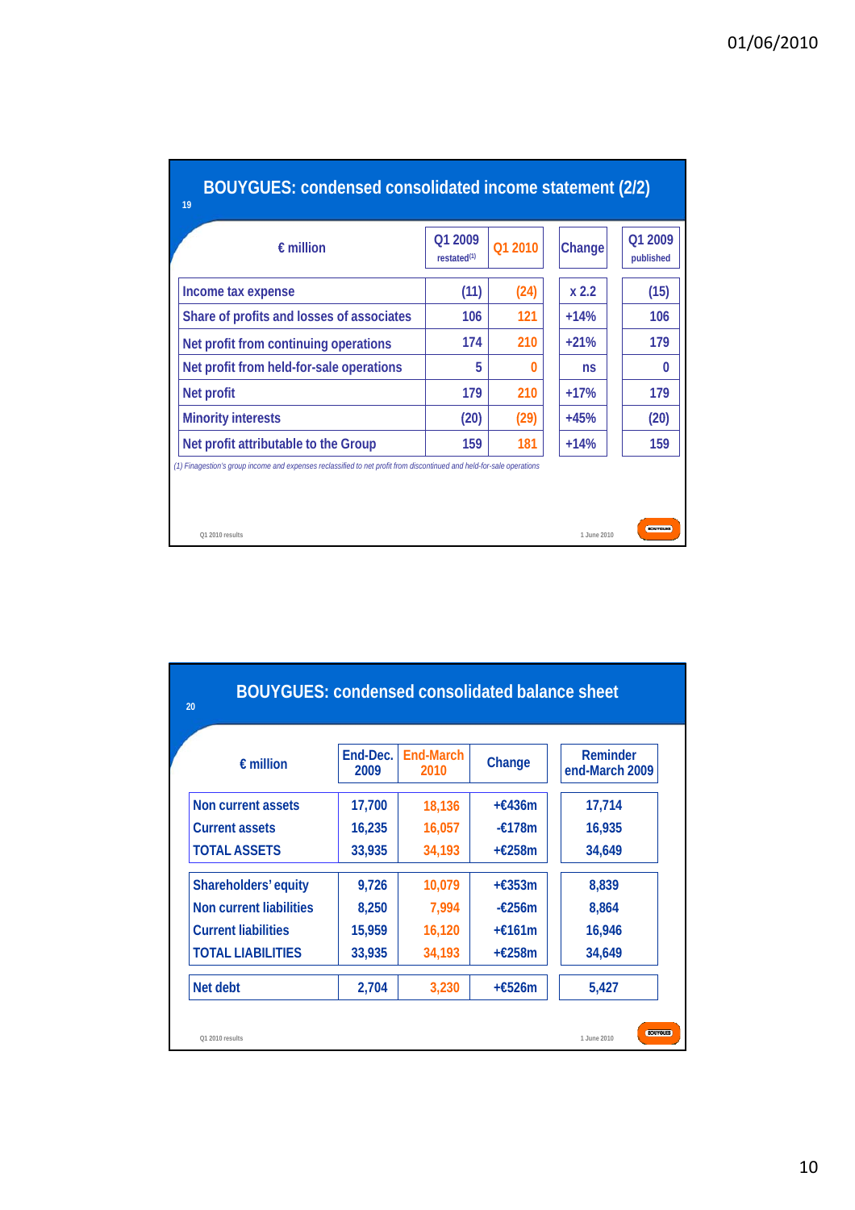## BOUYGUES: condensed consolidated income statement (2/2)

| € million | Q1 2009 restated[(1)] | Q1 2010 | Change | Q1 2009 published |
|---|---|---|---|---|
| Income tax expense | (11) | (24) | x 2.2 | (15) |
| Share of profits and losses of associates | 106 | 121 | +14% | 106 |
| Net profit from continuing operations | 174 | 210 | +21% | 179 |
| Net profit from held-for-sale operations | 5 | 0 | ns | 0 |
| Net profit | 179 | 210 | +17% | 179 |
| Minority interests | (20) | (29) | +45% | (20) |
| Net profit attributable to the Group | 159 | 181 | +14% | 159 |

*(1) Finagestion's group income and expenses reclassified to net profit from discontinued and held-for-sale operations*

## BOUYGUES: condensed consolidated balance sheet

| € million | End-Dec. 2009 | End-March 2010 | Change | Reminder end-March 2009 |
|---|---|---|---|---|
| Non current assets | 17,700 | 18,136 | +€436m | 17,714 |
| Current assets | 16,235 | 16,057 | -€178m | 16,935 |
| TOTAL ASSETS | 33,935 | 34,193 | +€258m | 34,649 |
| Shareholders' equity | 9,726 | 10,079 | +€353m | 8,839 |
| Non current liabilities | 8,250 | 7,994 | -€256m | 8,864 |
| Current liabilities | 15,959 | 16,120 | +€161m | 16,946 |
| TOTAL LIABILITIES | 33,935 | 34,193 | +€258m | 34,649 |
| Net debt | 2,704 | 3,230 | +€526m | 5,427 |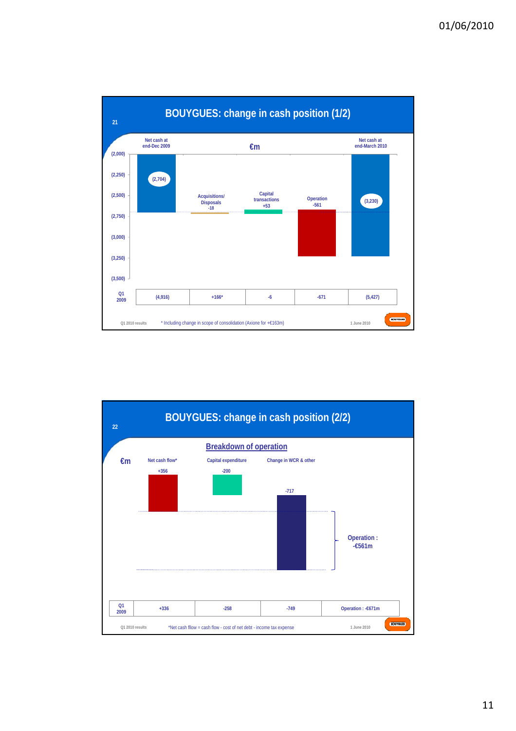## BOUYGUES: change in cash position (1/2)

€m

| | Net cash at end-Dec 2009 | Acquisitions/ Disposals | Capital transactions | Operation | Net cash at end-March 2010 |
|---|---|---|---|---|---|
| Q1 2010 | (2,704) | -18 | +53 | -561 | (3,230) |
| Q1 2009 | (4,916) | +166* | -6 | -671 | (5,427) |

\* Including change in scope of consolidation (Axione for +€163m)

## BOUYGUES: change in cash position (2/2)

### Breakdown of operation

€m

| | Net cash flow* | Capital expenditure | Change in WCR & other | |
|---|---|---|---|---|
| Q1 2010 | +356 | -200 | -717 | Operation : -€561m |
| Q1 2009 | +336 | -258 | -749 | Operation : -€671m |

*Net cash flow = cash flow - cost of net debt - income tax expense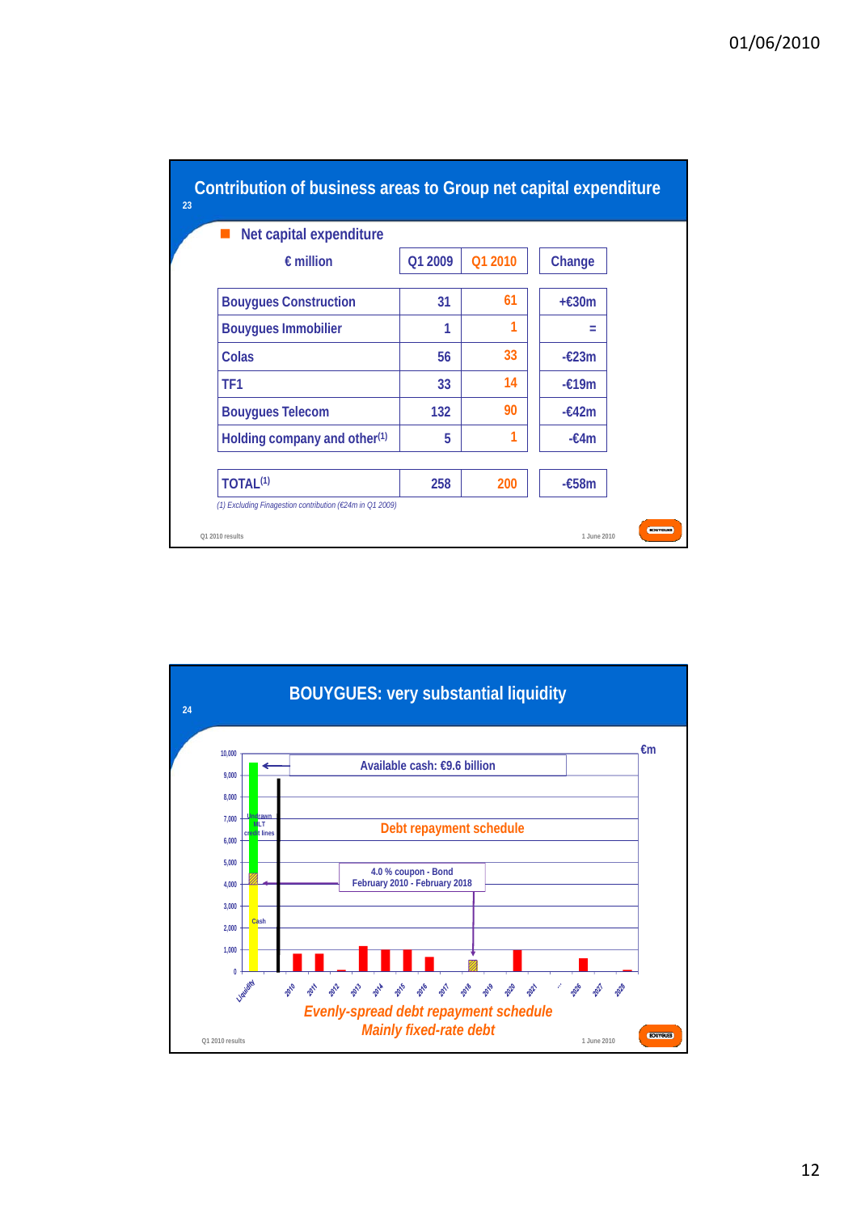## Contribution of business areas to Group net capital expenditure

### Net capital expenditure

| € million | Q1 2009 | Q1 2010 | Change |
|---|---|---|---|
| Bouygues Construction | 31 | 61 | +€30m |
| Bouygues Immobilier | 1 | 1 | = |
| Colas | 56 | 33 | -€23m |
| TF1 | 33 | 14 | -€19m |
| Bouygues Telecom | 132 | 90 | -€42m |
| Holding company and other[1] | 5 | 1 | -€4m |
| TOTAL[1] | 258 | 200 | -€58m |

*(1) Excluding Finagestion contribution (€24m in Q1 2009)*

## BOUYGUES: very substantial liquidity

€m

Available cash: €9.6 billion

Undrawn MLT credit lines

Cash

Debt repayment schedule

4.0 % coupon - Bond February 2010 - February 2018

Liquidity, 2010, 2011, 2012, 2013, 2014, 2015, 2016, 2017, 2018, 2019, 2020, 2021, ..., 2026, 2027, 2028

*Evenly-spread debt repayment schedule*
*Mainly fixed-rate debt*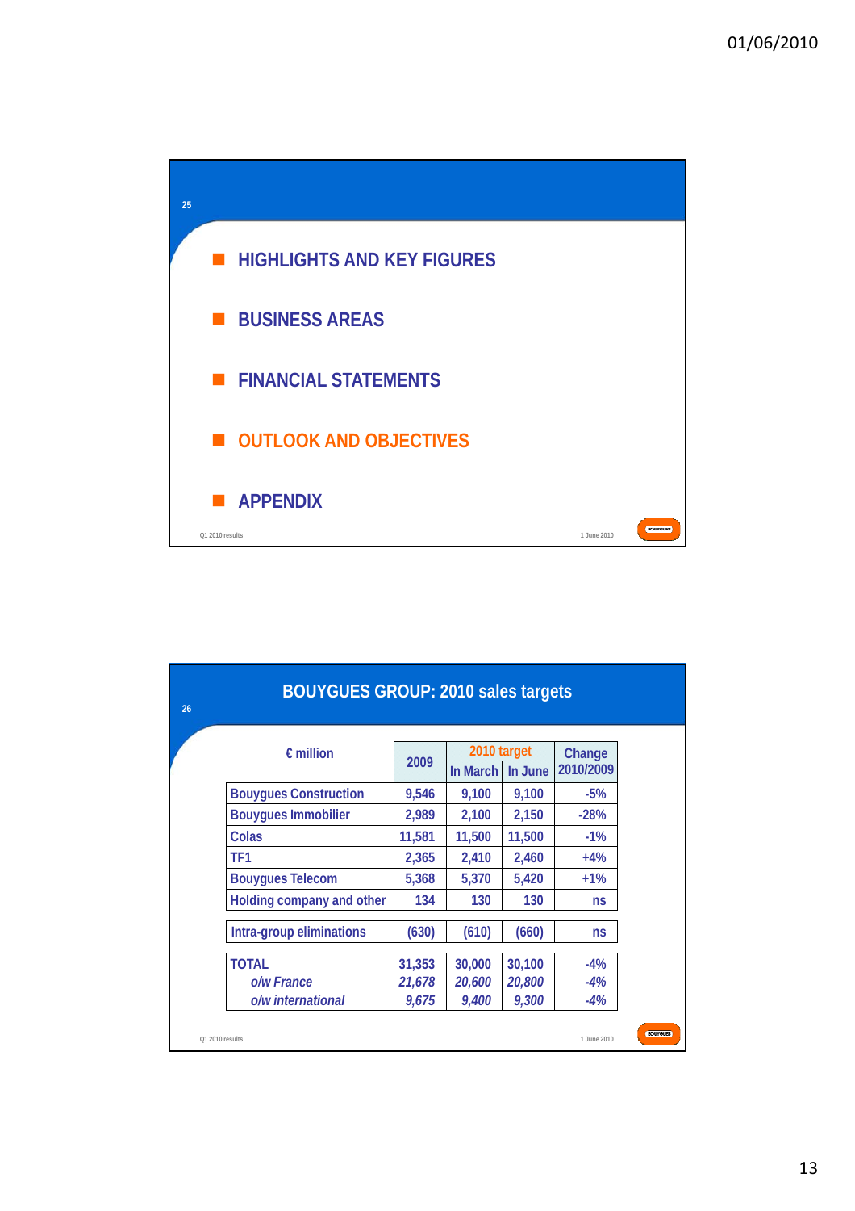- HIGHLIGHTS AND KEY FIGURES
- BUSINESS AREAS
- FINANCIAL STATEMENTS
- OUTLOOK AND OBJECTIVES
- APPENDIX

## BOUYGUES GROUP: 2010 sales targets

| € million | 2009 | 2010 target | | Change 2010/2009 |
|---|---|---|---|---|
| | | In March | In June | |
| Bouygues Construction | 9,546 | 9,100 | 9,100 | -5% |
| Bouygues Immobilier | 2,989 | 2,100 | 2,150 | -28% |
| Colas | 11,581 | 11,500 | 11,500 | -1% |
| TF1 | 2,365 | 2,410 | 2,460 | +4% |
| Bouygues Telecom | 5,368 | 5,370 | 5,420 | +1% |
| Holding company and other | 134 | 130 | 130 | ns |
| Intra-group eliminations | (630) | (610) | (660) | ns |
| TOTAL | 31,353 | 30,000 | 30,100 | -4% |
| *o/w France* | *21,678* | *20,600* | *20,800* | *-4%* |
| *o/w international* | *9,675* | *9,400* | *9,300* | *-4%* |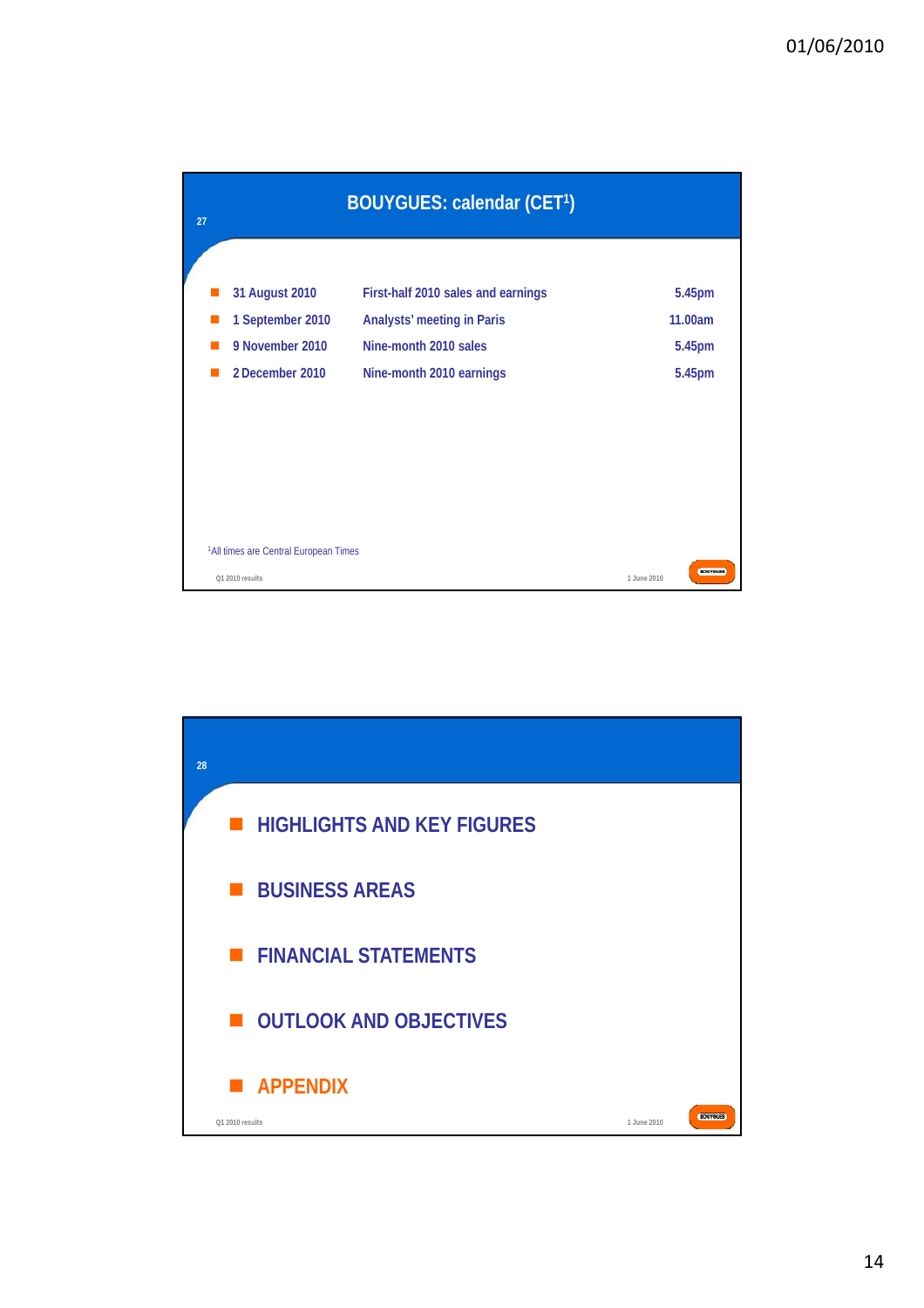## BOUYGUES: calendar (CET[1])

| | | |
|---|---|---|
| 31 August 2010 | First-half 2010 sales and earnings | 5.45pm |
| 1 September 2010 | Analysts' meeting in Paris | 11.00am |
| 9 November 2010 | Nine-month 2010 sales | 5.45pm |
| 2 December 2010 | Nine-month 2010 earnings | 5.45pm |

[1]All times are Central European Times

- HIGHLIGHTS AND KEY FIGURES
- BUSINESS AREAS
- FINANCIAL STATEMENTS
- OUTLOOK AND OBJECTIVES
- APPENDIX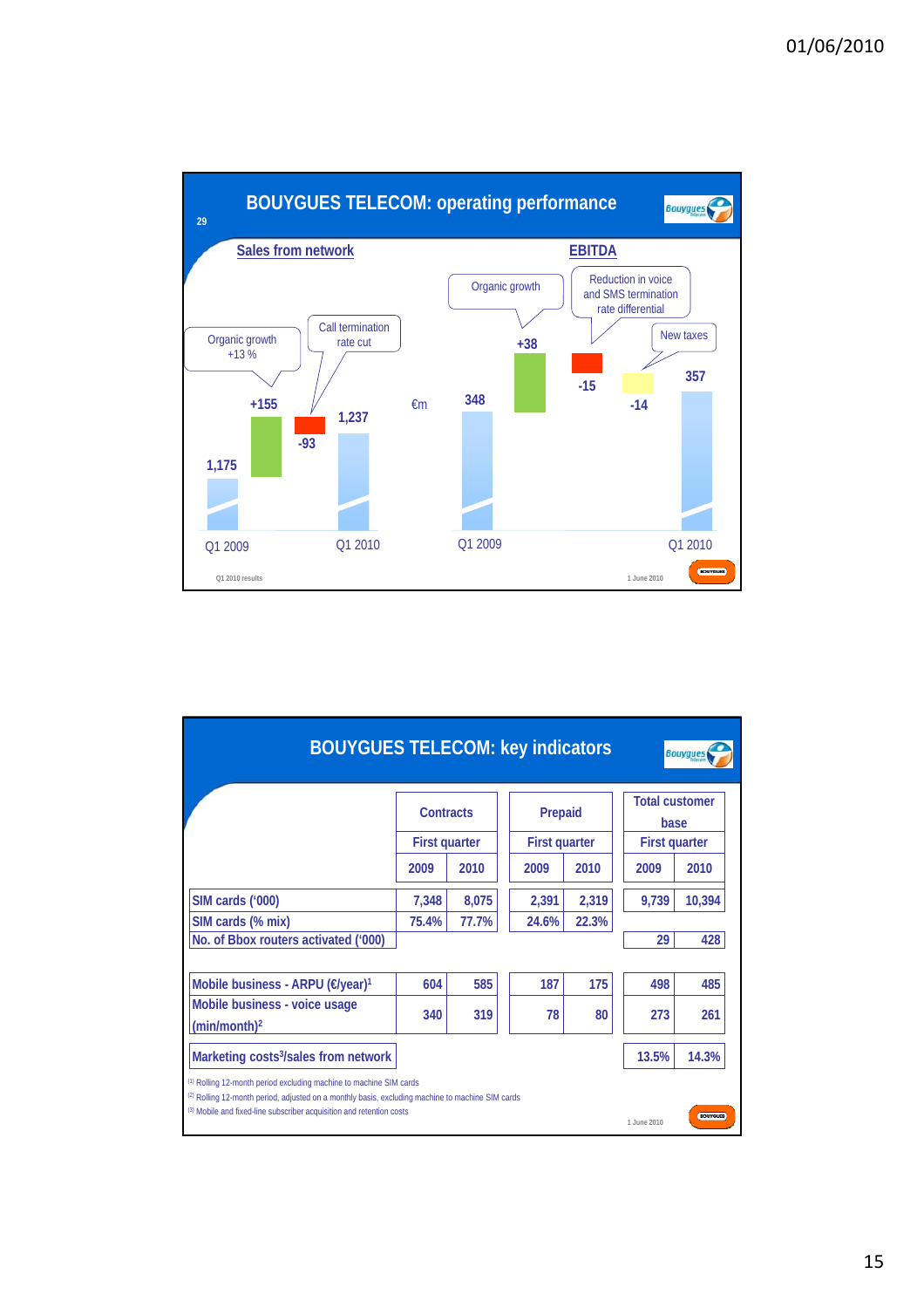## BOUYGUES TELECOM: operating performance

### Sales from network

€m

- Q1 2009: 1,175
- Organic growth +13 %: +155
- Call termination rate cut: -93
- Q1 2010: 1,237

### EBITDA

- Q1 2009: 348
- Organic growth: +38
- Reduction in voice and SMS termination rate differential: -15
- New taxes: -14
- Q1 2010: 357

Q1 2010 results

1 June 2010

## BOUYGUES TELECOM: key indicators

| | Contracts | | Prepaid | | Total customer base | |
|---|---|---|---|---|---|---|
| | First quarter | | First quarter | | First quarter | |
| | 2009 | 2010 | 2009 | 2010 | 2009 | 2010 |
| SIM cards ('000) | 7,348 | 8,075 | 2,391 | 2,319 | 9,739 | 10,394 |
| SIM cards (% mix) | 75.4% | 77.7% | 24.6% | 22.3% | | |
| No. of Bbox routers activated ('000) | | | | | 29 | 428 |
| Mobile business - ARPU (€/year)[1] | 604 | 585 | 187 | 175 | 498 | 485 |
| Mobile business - voice usage (min/month)[2] | 340 | 319 | 78 | 80 | 273 | 261 |
| Marketing costs[3]/sales from network | | | | | 13.5% | 14.3% |

[1] Rolling 12-month period excluding machine to machine SIM cards

[2] Rolling 12-month period, adjusted on a monthly basis, excluding machine to machine SIM cards

[3] Mobile and fixed-line subscriber acquisition and retention costs

1 June 2010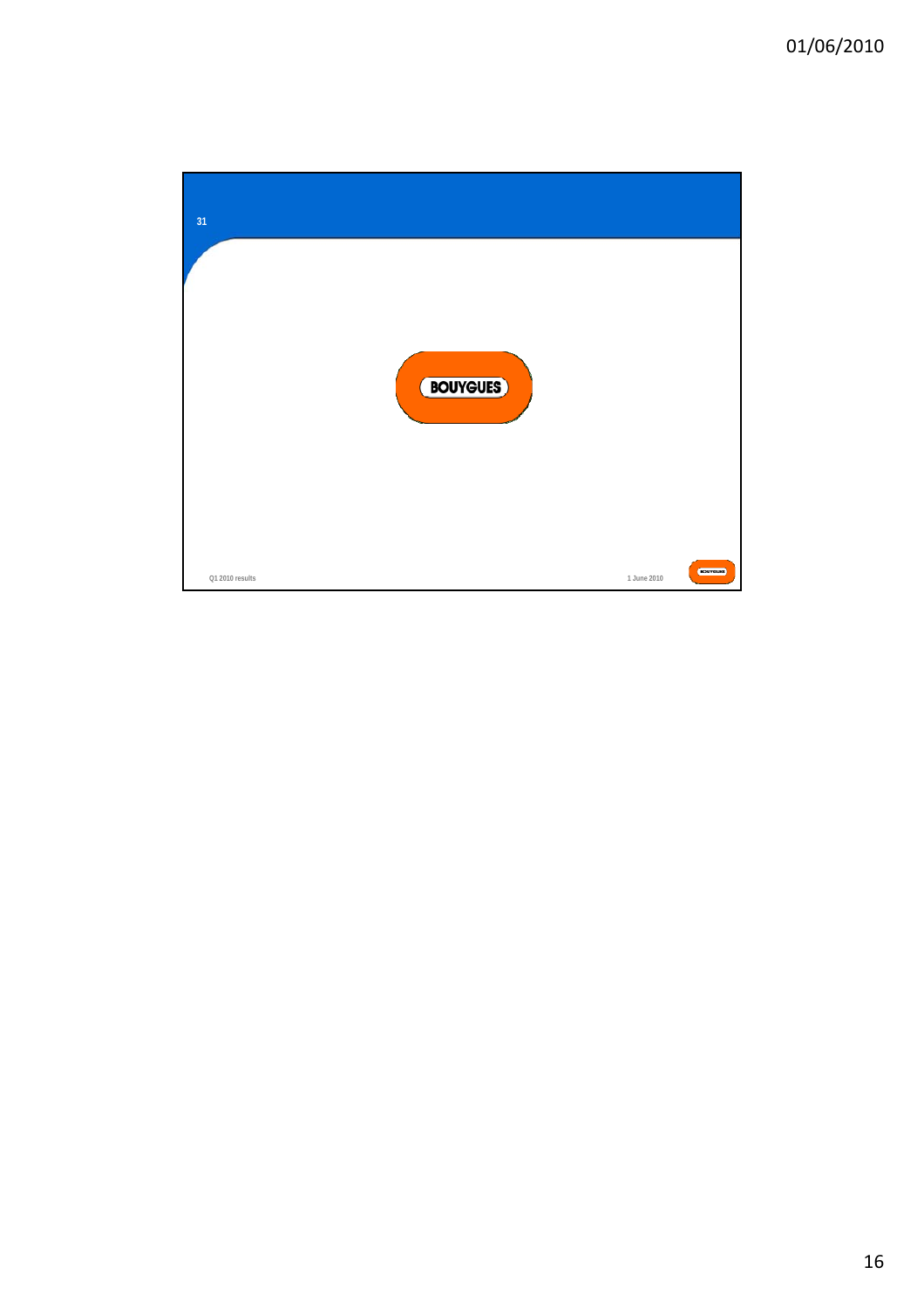BOUYGUES